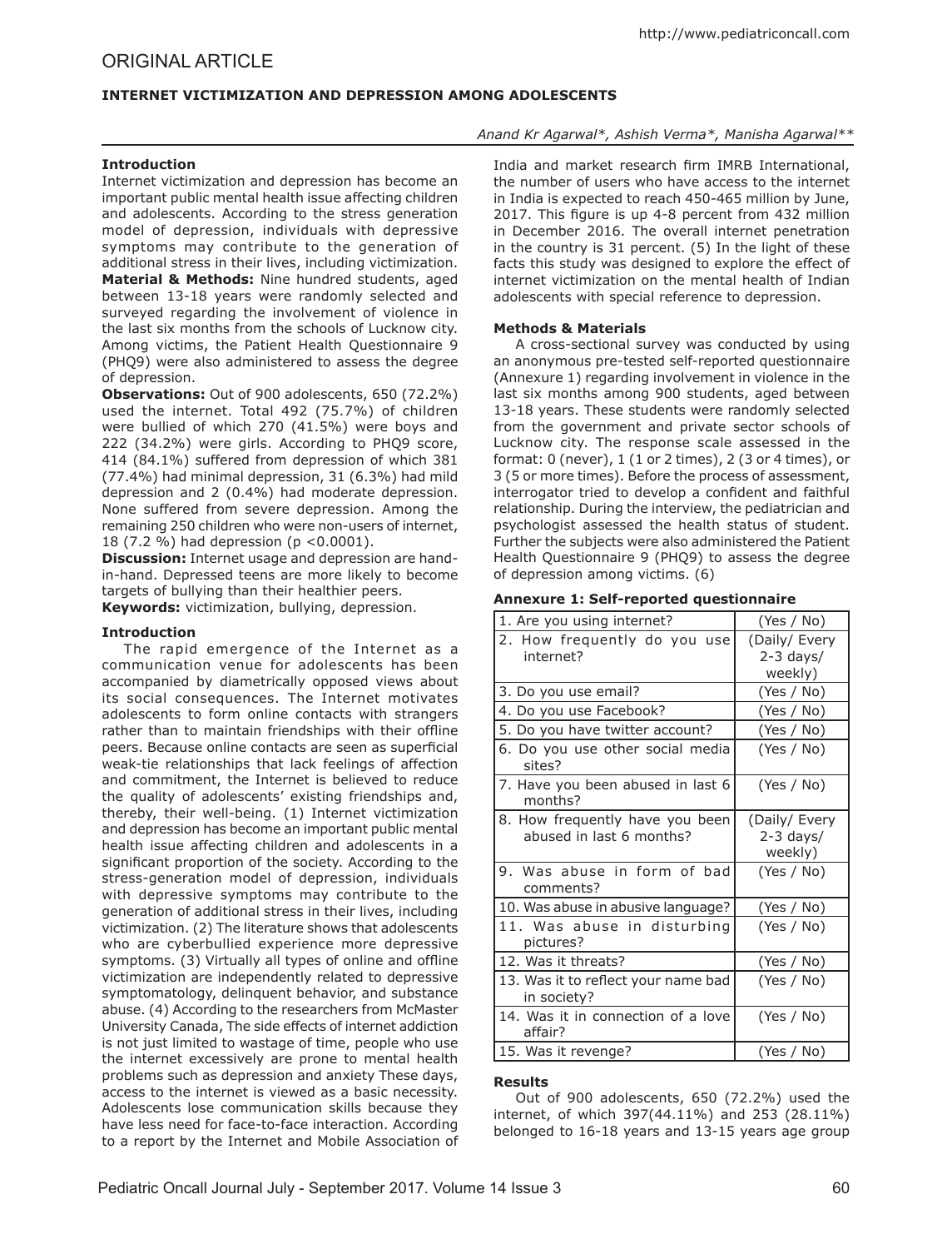ORIGINAL ARTICLE

# INTERNET VICTIMIZATION AND DEPRESSION AMONG ADOLESCENTS

*Anand Kr Agarwal\*, Ashish Verma\*, Manisha Agarwal\*\**

**Introduction**
Internet victimization and depression has become an important public mental health issue affecting children and adolescents. According to the stress generation model of depression, individuals with depressive symptoms may contribute to the generation of additional stress in their lives, including victimization.
**Material & Methods:** Nine hundred students, aged between 13-18 years were randomly selected and surveyed regarding the involvement of violence in the last six months from the schools of Lucknow city. Among victims, the Patient Health Questionnaire 9 (PHQ9) were also administered to assess the degree of depression.
**Observations:** Out of 900 adolescents, 650 (72.2%) used the internet. Total 492 (75.7%) of children were bullied of which 270 (41.5%) were boys and 222 (34.2%) were girls. According to PHQ9 score, 414 (84.1%) suffered from depression of which 381 (77.4%) had minimal depression, 31 (6.3%) had mild depression and 2 (0.4%) had moderate depression. None suffered from severe depression. Among the remaining 250 children who were non-users of internet, 18 (7.2 %) had depression ($p < 0.0001$).
**Discussion:** Internet usage and depression are hand-in-hand. Depressed teens are more likely to become targets of bullying than their healthier peers.
**Keywords:** victimization, bullying, depression.

## Introduction

The rapid emergence of the Internet as a communication venue for adolescents has been accompanied by diametrically opposed views about its social consequences. The Internet motivates adolescents to form online contacts with strangers rather than to maintain friendships with their offline peers. Because online contacts are seen as superficial weak-tie relationships that lack feelings of affection and commitment, the Internet is believed to reduce the quality of adolescents' existing friendships and, thereby, their well-being. (1) Internet victimization and depression has become an important public mental health issue affecting children and adolescents in a significant proportion of the society. According to the stress-generation model of depression, individuals with depressive symptoms may contribute to the generation of additional stress in their lives, including victimization. (2) The literature shows that adolescents who are cyberbullied experience more depressive symptoms. (3) Virtually all types of online and offline victimization are independently related to depressive symptomatology, delinquent behavior, and substance abuse. (4) According to the researchers from McMaster University Canada, The side effects of internet addiction is not just limited to wastage of time, people who use the internet excessively are prone to mental health problems such as depression and anxiety These days, access to the internet is viewed as a basic necessity. Adolescents lose communication skills because they have less need for face-to-face interaction. According to a report by the Internet and Mobile Association of India and market research firm IMRB International, the number of users who have access to the internet in India is expected to reach 450-465 million by June, 2017. This figure is up 4-8 percent from 432 million in December 2016. The overall internet penetration in the country is 31 percent. (5) In the light of these facts this study was designed to explore the effect of internet victimization on the mental health of Indian adolescents with special reference to depression.

## Methods & Materials

A cross-sectional survey was conducted by using an anonymous pre-tested self-reported questionnaire (Annexure 1) regarding involvement in violence in the last six months among 900 students, aged between 13-18 years. These students were randomly selected from the government and private sector schools of Lucknow city. The response scale assessed in the format: 0 (never), 1 (1 or 2 times), 2 (3 or 4 times), or 3 (5 or more times). Before the process of assessment, interrogator tried to develop a confident and faithful relationship. During the interview, the pediatrician and psychologist assessed the health status of student. Further the subjects were also administered the Patient Health Questionnaire 9 (PHQ9) to assess the degree of depression among victims. (6)

**Annexure 1: Self-reported questionnaire**

| | |
|---|---|
| 1. Are you using internet? | (Yes / No) |
| 2. How frequently do you use internet? | (Daily/ Every 2-3 days/ weekly) |
| 3. Do you use email? | (Yes / No) |
| 4. Do you use Facebook? | (Yes / No) |
| 5. Do you have twitter account? | (Yes / No) |
| 6. Do you use other social media sites? | (Yes / No) |
| 7. Have you been abused in last 6 months? | (Yes / No) |
| 8. How frequently have you been abused in last 6 months? | (Daily/ Every 2-3 days/ weekly) |
| 9. Was abuse in form of bad comments? | (Yes / No) |
| 10. Was abuse in abusive language? | (Yes / No) |
| 11. Was abuse in disturbing pictures? | (Yes / No) |
| 12. Was it threats? | (Yes / No) |
| 13. Was it to reflect your name bad in society? | (Yes / No) |
| 14. Was it in connection of a love affair? | (Yes / No) |
| 15. Was it revenge? | (Yes / No) |

## Results

Out of 900 adolescents, 650 (72.2%) used the internet, of which 397(44.11%) and 253 (28.11%) belonged to 16-18 years and 13-15 years age group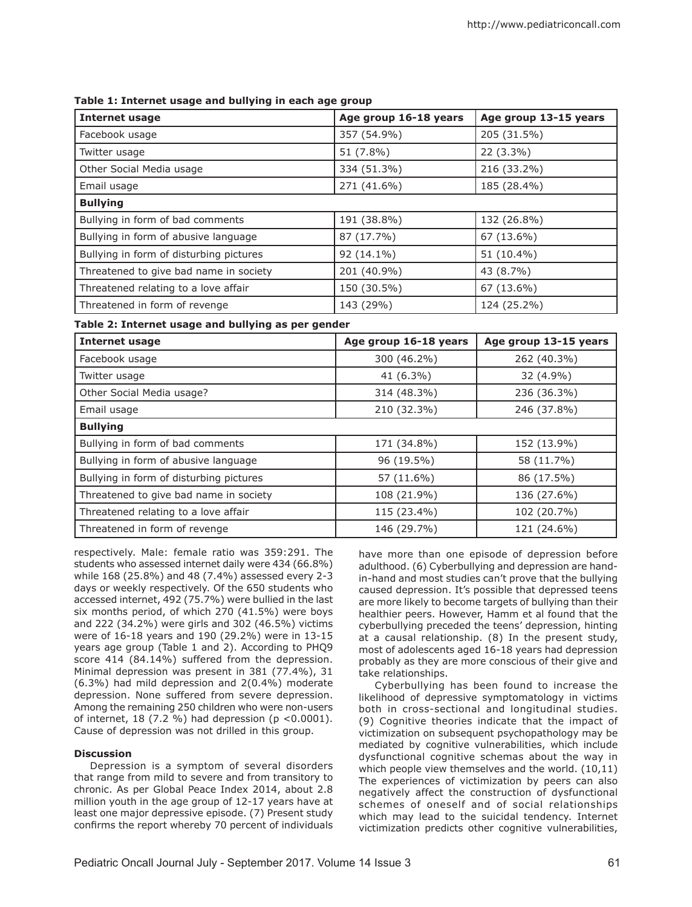**Table 1: Internet usage and bullying in each age group**

| Internet usage | Age group 16-18 years | Age group 13-15 years |
|---|---|---|
| Facebook usage | 357 (54.9%) | 205 (31.5%) |
| Twitter usage | 51 (7.8%) | 22 (3.3%) |
| Other Social Media usage | 334 (51.3%) | 216 (33.2%) |
| Email usage | 271 (41.6%) | 185 (28.4%) |
| **Bullying** | | |
| Bullying in form of bad comments | 191 (38.8%) | 132 (26.8%) |
| Bullying in form of abusive language | 87 (17.7%) | 67 (13.6%) |
| Bullying in form of disturbing pictures | 92 (14.1%) | 51 (10.4%) |
| Threatened to give bad name in society | 201 (40.9%) | 43 (8.7%) |
| Threatened relating to a love affair | 150 (30.5%) | 67 (13.6%) |
| Threatened in form of revenge | 143 (29%) | 124 (25.2%) |

**Table 2: Internet usage and bullying as per gender**

| Internet usage | Age group 16-18 years | Age group 13-15 years |
|---|---|---|
| Facebook usage | 300 (46.2%) | 262 (40.3%) |
| Twitter usage | 41 (6.3%) | 32 (4.9%) |
| Other Social Media usage? | 314 (48.3%) | 236 (36.3%) |
| Email usage | 210 (32.3%) | 246 (37.8%) |
| **Bullying** | | |
| Bullying in form of bad comments | 171 (34.8%) | 152 (13.9%) |
| Bullying in form of abusive language | 96 (19.5%) | 58 (11.7%) |
| Bullying in form of disturbing pictures | 57 (11.6%) | 86 (17.5%) |
| Threatened to give bad name in society | 108 (21.9%) | 136 (27.6%) |
| Threatened relating to a love affair | 115 (23.4%) | 102 (20.7%) |
| Threatened in form of revenge | 146 (29.7%) | 121 (24.6%) |

respectively. Male: female ratio was 359:291. The students who assessed internet daily were 434 (66.8%) while 168 (25.8%) and 48 (7.4%) assessed every 2-3 days or weekly respectively. Of the 650 students who accessed internet, 492 (75.7%) were bullied in the last six months period, of which 270 (41.5%) were boys and 222 (34.2%) were girls and 302 (46.5%) victims were of 16-18 years and 190 (29.2%) were in 13-15 years age group (Table 1 and 2). According to PHQ9 score 414 (84.14%) suffered from the depression. Minimal depression was present in 381 (77.4%), 31 (6.3%) had mild depression and 2(0.4%) moderate depression. None suffered from severe depression. Among the remaining 250 children who were non-users of internet, 18 (7.2 %) had depression ($p < 0.0001$). Cause of depression was not drilled in this group.

## Discussion

Depression is a symptom of several disorders that range from mild to severe and from transitory to chronic. As per Global Peace Index 2014, about 2.8 million youth in the age group of 12-17 years have at least one major depressive episode. (7) Present study confirms the report whereby 70 percent of individuals have more than one episode of depression before adulthood. (6) Cyberbullying and depression are hand-in-hand and most studies can't prove that the bullying caused depression. It's possible that depressed teens are more likely to become targets of bullying than their healthier peers. However, Hamm et al found that the cyberbullying preceded the teens' depression, hinting at a causal relationship. (8) In the present study, most of adolescents aged 16-18 years had depression probably as they are more conscious of their give and take relationships.

Cyberbullying has been found to increase the likelihood of depressive symptomatology in victims both in cross-sectional and longitudinal studies. (9) Cognitive theories indicate that the impact of victimization on subsequent psychopathology may be mediated by cognitive vulnerabilities, which include dysfunctional cognitive schemas about the way in which people view themselves and the world. (10,11) The experiences of victimization by peers can also negatively affect the construction of dysfunctional schemes of oneself and of social relationships which may lead to the suicidal tendency. Internet victimization predicts other cognitive vulnerabilities,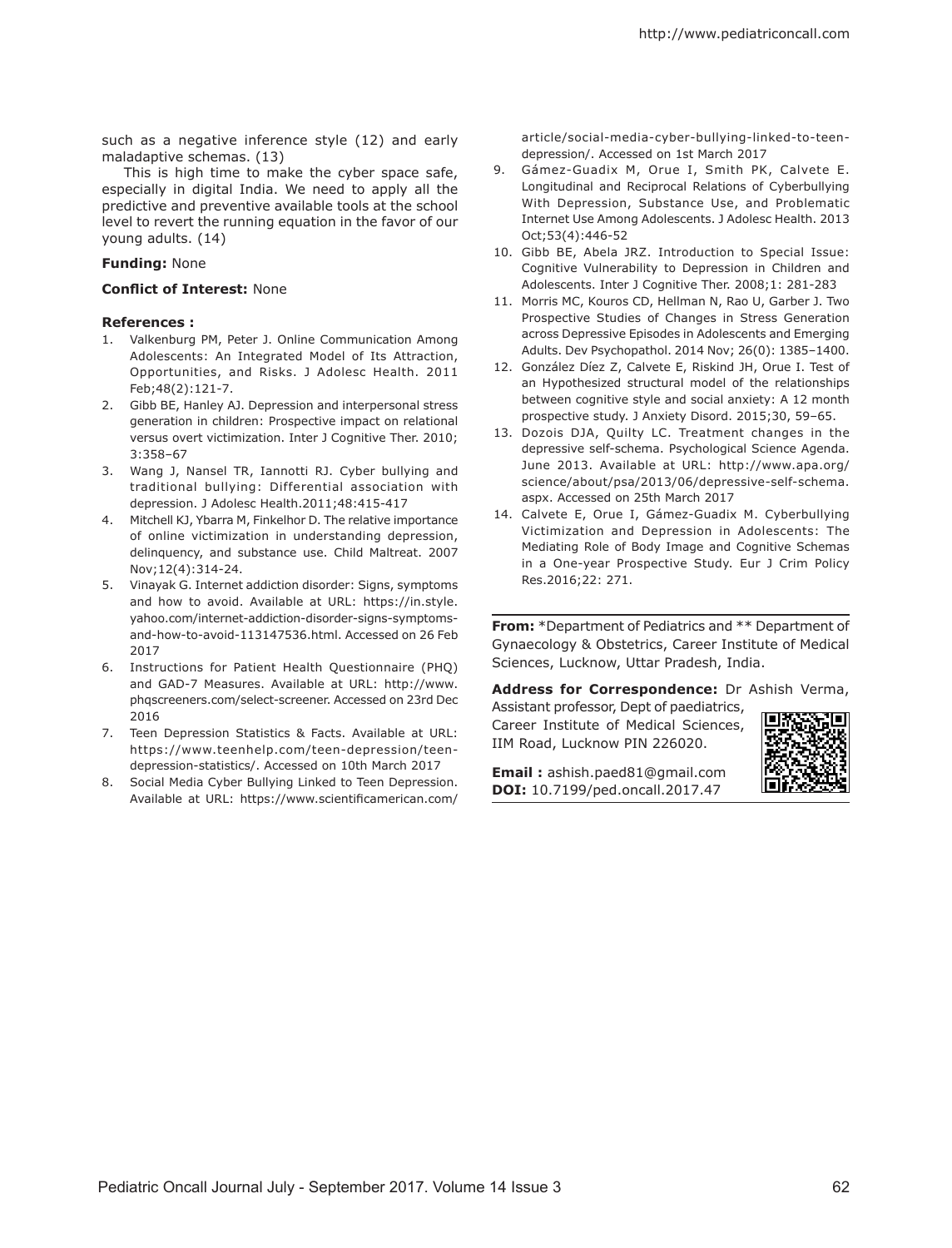such as a negative inference style (12) and early maladaptive schemas. (13)

This is high time to make the cyber space safe, especially in digital India. We need to apply all the predictive and preventive available tools at the school level to revert the running equation in the favor of our young adults. (14)

**Funding:** None

**Conflict of Interest:** None

**References :**

1. Valkenburg PM, Peter J. Online Communication Among Adolescents: An Integrated Model of Its Attraction, Opportunities, and Risks. J Adolesc Health. 2011 Feb;48(2):121-7.
2. Gibb BE, Hanley AJ. Depression and interpersonal stress generation in children: Prospective impact on relational versus overt victimization. Inter J Cognitive Ther. 2010; 3:358–67
3. Wang J, Nansel TR, Iannotti RJ. Cyber bullying and traditional bullying: Differential association with depression. J Adolesc Health.2011;48:415-417
4. Mitchell KJ, Ybarra M, Finkelhor D. The relative importance of online victimization in understanding depression, delinquency, and substance use. Child Maltreat. 2007 Nov;12(4):314-24.
5. Vinayak G. Internet addiction disorder: Signs, symptoms and how to avoid. Available at URL: https://in.style.yahoo.com/internet-addiction-disorder-signs-symptoms-and-how-to-avoid-113147536.html. Accessed on 26 Feb 2017
6. Instructions for Patient Health Questionnaire (PHQ) and GAD-7 Measures. Available at URL: http://www.phqscreeners.com/select-screener. Accessed on 23rd Dec 2016
7. Teen Depression Statistics & Facts. Available at URL: https://www.teenhelp.com/teen-depression/teen-depression-statistics/. Accessed on 10th March 2017
8. Social Media Cyber Bullying Linked to Teen Depression. Available at URL: https://www.scientificamerican.com/article/social-media-cyber-bullying-linked-to-teen-depression/. Accessed on 1st March 2017
9. Gámez-Guadix M, Orue I, Smith PK, Calvete E. Longitudinal and Reciprocal Relations of Cyberbullying With Depression, Substance Use, and Problematic Internet Use Among Adolescents. J Adolesc Health. 2013 Oct;53(4):446-52
10. Gibb BE, Abela JRZ. Introduction to Special Issue: Cognitive Vulnerability to Depression in Children and Adolescents. Inter J Cognitive Ther. 2008;1: 281-283
11. Morris MC, Kouros CD, Hellman N, Rao U, Garber J. Two Prospective Studies of Changes in Stress Generation across Depressive Episodes in Adolescents and Emerging Adults. Dev Psychopathol. 2014 Nov; 26(0): 1385–1400.
12. González Díez Z, Calvete E, Riskind JH, Orue I. Test of an Hypothesized structural model of the relationships between cognitive style and social anxiety: A 12 month prospective study. J Anxiety Disord. 2015;30, 59–65.
13. Dozois DJA, Quilty LC. Treatment changes in the depressive self-schema. Psychological Science Agenda. June 2013. Available at URL: http://www.apa.org/science/about/psa/2013/06/depressive-self-schema.aspx. Accessed on 25th March 2017
14. Calvete E, Orue I, Gámez-Guadix M. Cyberbullying Victimization and Depression in Adolescents: The Mediating Role of Body Image and Cognitive Schemas in a One-year Prospective Study. Eur J Crim Policy Res.2016;22: 271.

**From:** *Department of Pediatrics and ** Department of Gynaecology & Obstetrics, Career Institute of Medical Sciences, Lucknow, Uttar Pradesh, India.

**Address for Correspondence:** Dr Ashish Verma, Assistant professor, Dept of paediatrics, Career Institute of Medical Sciences, IIM Road, Lucknow PIN 226020.

**Email :** ashish.paed81@gmail.com
**DOI:** 10.7199/ped.oncall.2017.47